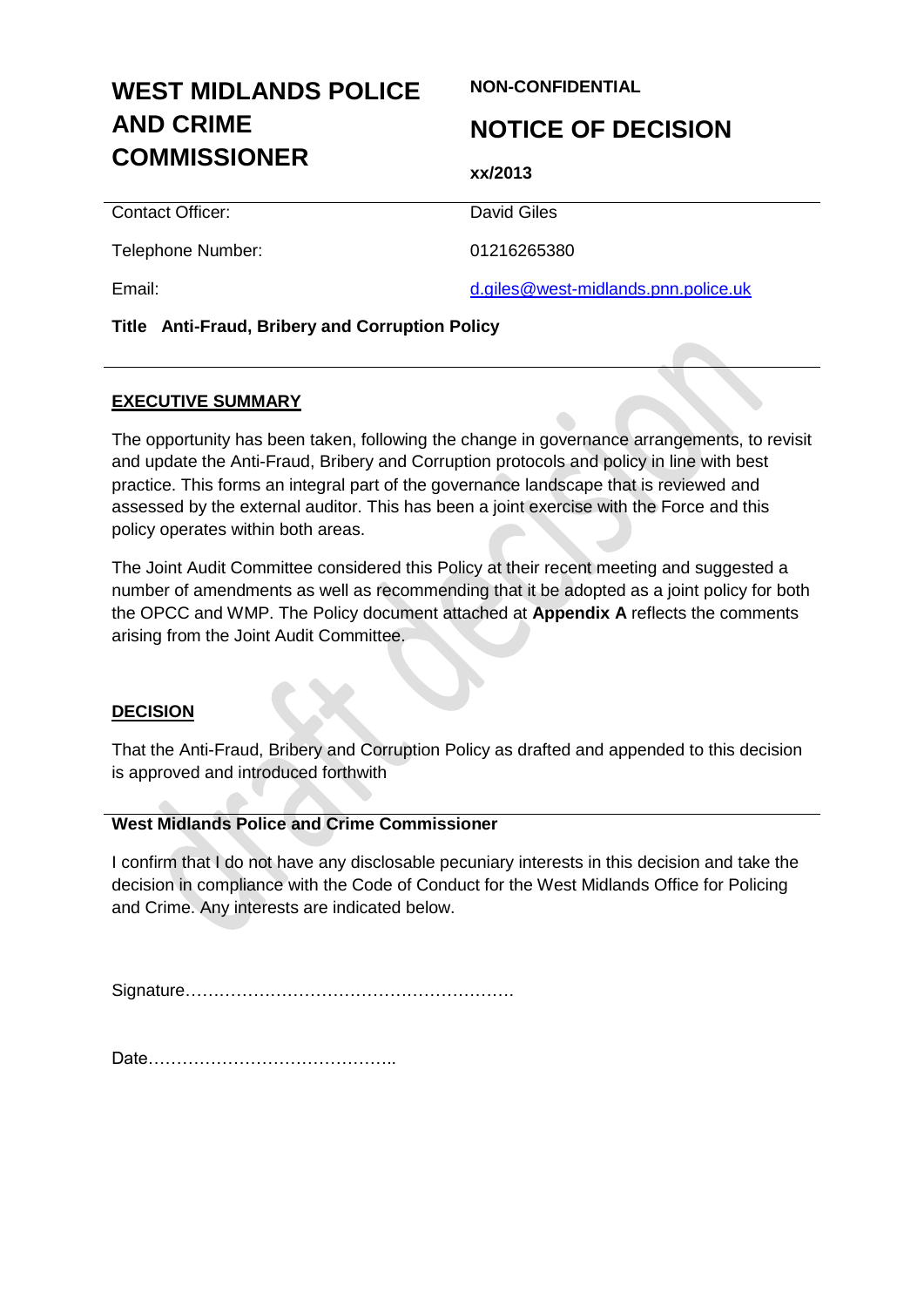# WEST MIDLANDS POLICE AND CRIME COMMISSIONER

**NON-CONFIDENTIAL**

## NOTICE OF DECISION

**xx/2013**

| | |
|---|---|
| Contact Officer: | David Giles |
| Telephone Number: | 01216265380 |
| Email: | d.giles@west-midlands.pnn.police.uk |

**Title Anti-Fraud, Bribery and Corruption Policy**

---

**EXECUTIVE SUMMARY**

The opportunity has been taken, following the change in governance arrangements, to revisit and update the Anti-Fraud, Bribery and Corruption protocols and policy in line with best practice. This forms an integral part of the governance landscape that is reviewed and assessed by the external auditor. This has been a joint exercise with the Force and this policy operates within both areas.

The Joint Audit Committee considered this Policy at their recent meeting and suggested a number of amendments as well as recommending that it be adopted as a joint policy for both the OPCC and WMP. The Policy document attached at **Appendix A** reflects the comments arising from the Joint Audit Committee.

**DECISION**

That the Anti-Fraud, Bribery and Corruption Policy as drafted and appended to this decision is approved and introduced forthwith

---

**West Midlands Police and Crime Commissioner**

I confirm that I do not have any disclosable pecuniary interests in this decision and take the decision in compliance with the Code of Conduct for the West Midlands Office for Policing and Crime. Any interests are indicated below.

Signature………………………………………………….

Date……………………………………..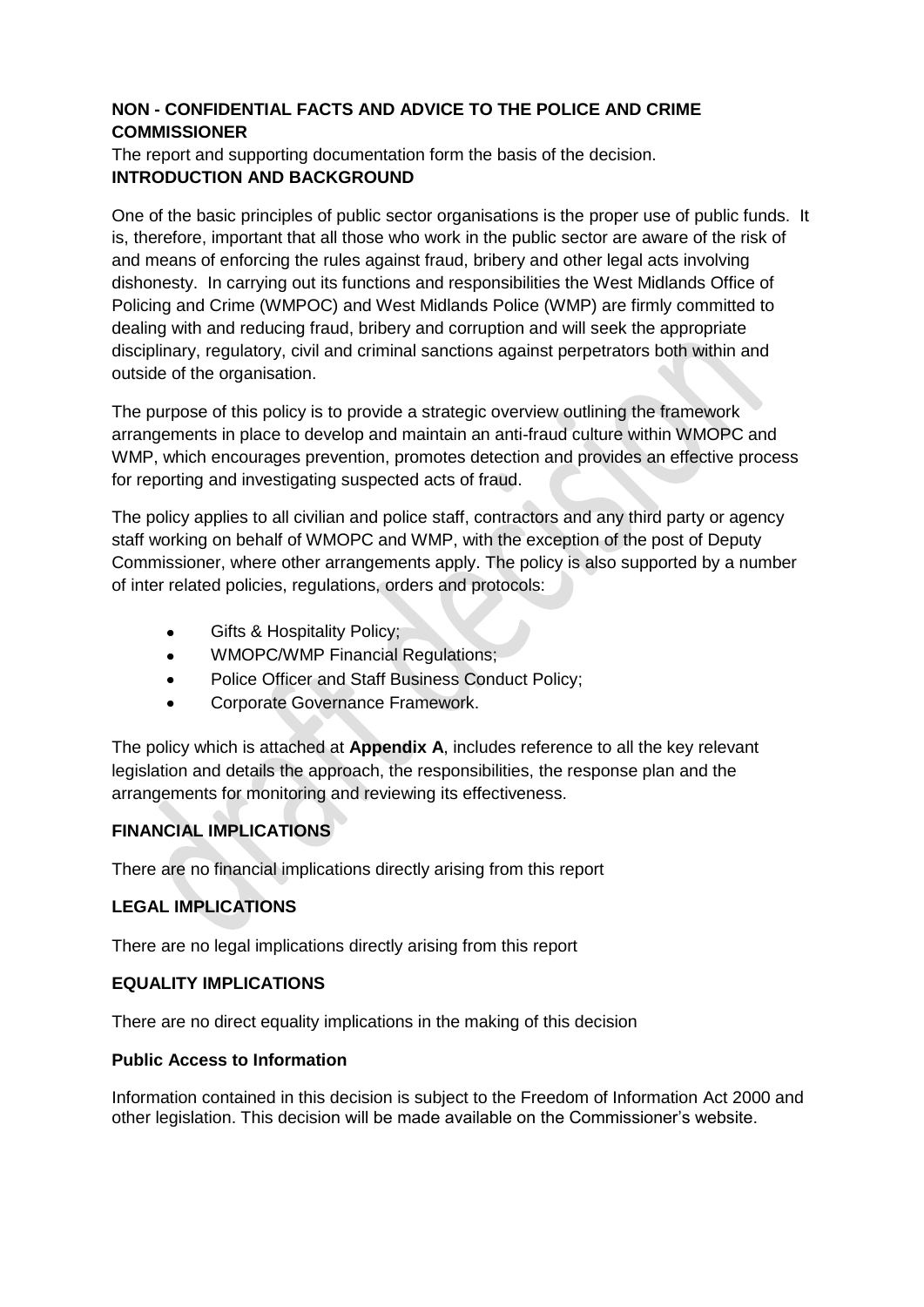**NON - CONFIDENTIAL FACTS AND ADVICE TO THE POLICE AND CRIME COMMISSIONER**

The report and supporting documentation form the basis of the decision.

**INTRODUCTION AND BACKGROUND**

One of the basic principles of public sector organisations is the proper use of public funds. It is, therefore, important that all those who work in the public sector are aware of the risk of and means of enforcing the rules against fraud, bribery and other legal acts involving dishonesty. In carrying out its functions and responsibilities the West Midlands Office of Policing and Crime (WMPOC) and West Midlands Police (WMP) are firmly committed to dealing with and reducing fraud, bribery and corruption and will seek the appropriate disciplinary, regulatory, civil and criminal sanctions against perpetrators both within and outside of the organisation.

The purpose of this policy is to provide a strategic overview outlining the framework arrangements in place to develop and maintain an anti-fraud culture within WMOPC and WMP, which encourages prevention, promotes detection and provides an effective process for reporting and investigating suspected acts of fraud.

The policy applies to all civilian and police staff, contractors and any third party or agency staff working on behalf of WMOPC and WMP, with the exception of the post of Deputy Commissioner, where other arrangements apply. The policy is also supported by a number of inter related policies, regulations, orders and protocols:

- Gifts & Hospitality Policy;
- WMOPC/WMP Financial Regulations;
- Police Officer and Staff Business Conduct Policy;
- Corporate Governance Framework.

The policy which is attached at **Appendix A**, includes reference to all the key relevant legislation and details the approach, the responsibilities, the response plan and the arrangements for monitoring and reviewing its effectiveness.

**FINANCIAL IMPLICATIONS**

There are no financial implications directly arising from this report

**LEGAL IMPLICATIONS**

There are no legal implications directly arising from this report

**EQUALITY IMPLICATIONS**

There are no direct equality implications in the making of this decision

**Public Access to Information**

Information contained in this decision is subject to the Freedom of Information Act 2000 and other legislation. This decision will be made available on the Commissioner's website.